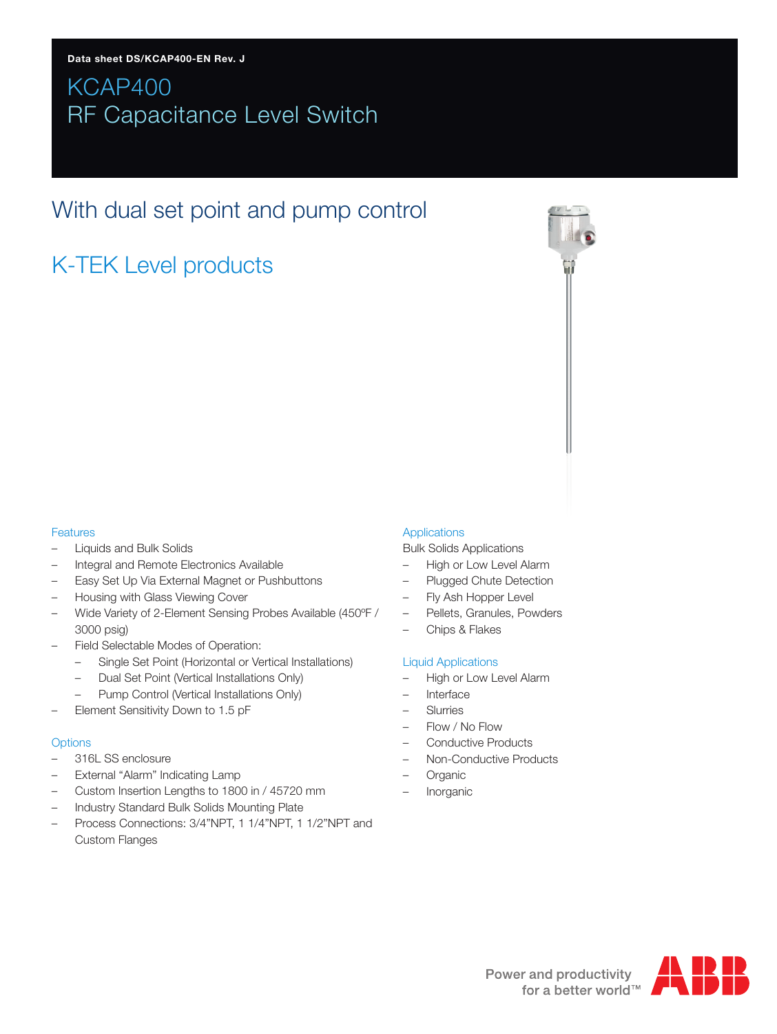Data sheet DS/KCAP400-EN Rev. J

# KCAP400
# RF Capacitance Level Switch

## With dual set point and pump control

## K-TEK Level products

### Features

- Liquids and Bulk Solids
- Integral and Remote Electronics Available
- Easy Set Up Via External Magnet or Pushbuttons
- Housing with Glass Viewing Cover
- Wide Variety of 2-Element Sensing Probes Available (450ºF / 3000 psig)
- Field Selectable Modes of Operation:
  - Single Set Point (Horizontal or Vertical Installations)
  - Dual Set Point (Vertical Installations Only)
  - Pump Control (Vertical Installations Only)
- Element Sensitivity Down to 1.5 pF

### Options

- 316L SS enclosure
- External "Alarm" Indicating Lamp
- Custom Insertion Lengths to 1800 in / 45720 mm
- Industry Standard Bulk Solids Mounting Plate
- Process Connections: 3/4"NPT, 1 1/4"NPT, 1 1/2"NPT and Custom Flanges

### Applications

Bulk Solids Applications

- High or Low Level Alarm
- Plugged Chute Detection
- Fly Ash Hopper Level
- Pellets, Granules, Powders
- Chips & Flakes

### Liquid Applications

- High or Low Level Alarm
- Interface
- Slurries
- Flow / No Flow
- Conductive Products
- Non-Conductive Products
- Organic
- Inorganic

Power and productivity for a better world™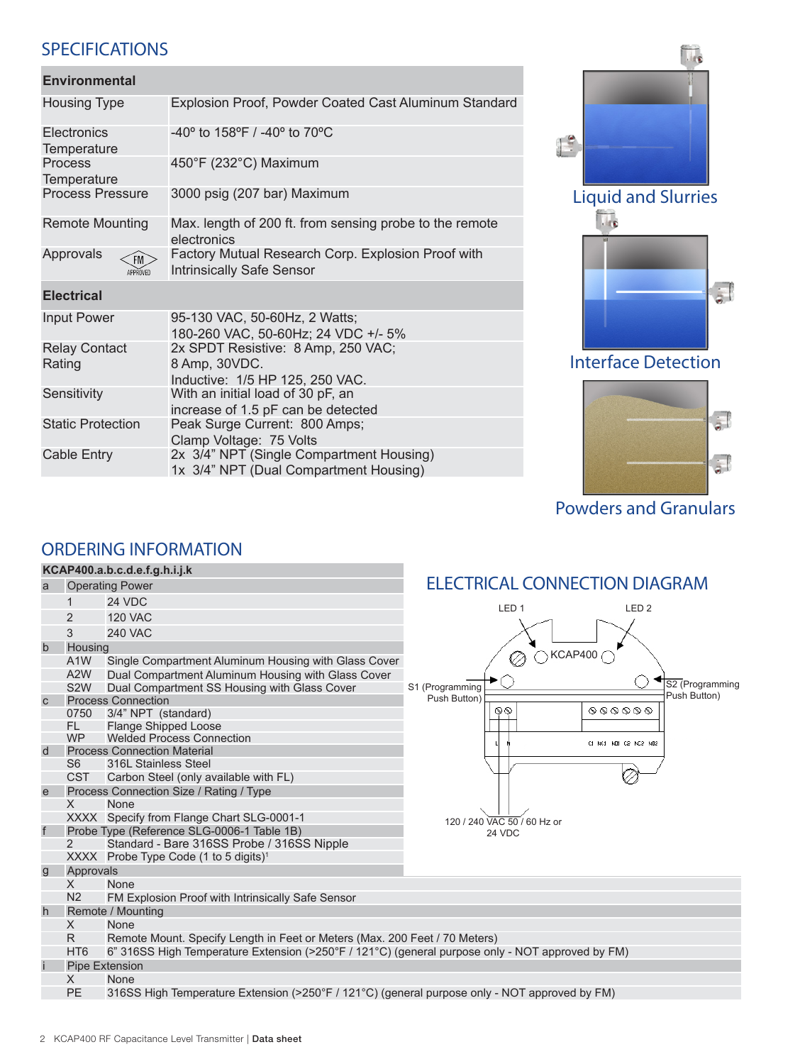## SPECIFICATIONS

| Environmental | |
|---|---|
| Housing Type | Explosion Proof, Powder Coated Cast Aluminum Standard |
| Electronics Temperature | -40º to 158ºF / -40º to 70ºC |
| Process Temperature | 450°F (232°C) Maximum |
| Process Pressure | 3000 psig (207 bar) Maximum |
| Remote Mounting | Max. length of 200 ft. from sensing probe to the remote electronics |
| Approvals (FM APPROVED) | Factory Mutual Research Corp. Explosion Proof with Intrinsically Safe Sensor |
| **Electrical** | |
| Input Power | 95-130 VAC, 50-60Hz, 2 Watts; 180-260 VAC, 50-60Hz; 24 VDC +/- 5% |
| Relay Contact Rating | 2x SPDT Resistive: 8 Amp, 250 VAC; 8 Amp, 30VDC. Inductive: 1/5 HP 125, 250 VAC. |
| Sensitivity | With an initial load of 30 pF, an increase of 1.5 pF can be detected |
| Static Protection | Peak Surge Current: 800 Amps; Clamp Voltage: 75 Volts |
| Cable Entry | 2x 3/4" NPT (Single Compartment Housing) 1x 3/4" NPT (Dual Compartment Housing) |

Liquid and Slurries

Interface Detection

Powders and Granulars

## ORDERING INFORMATION

| KCAP400.a.b.c.d.e.f.g.h.i.j.k | | |
|---|---|---|
| a | Operating Power | |
| | 1 | 24 VDC |
| | 2 | 120 VAC |
| | 3 | 240 VAC |
| b | Housing | |
| | A1W | Single Compartment Aluminum Housing with Glass Cover |
| | A2W | Dual Compartment Aluminum Housing with Glass Cover |
| | S2W | Dual Compartment SS Housing with Glass Cover |
| c | Process Connection | |
| | 0750 | 3/4" NPT (standard) |
| | FL | Flange Shipped Loose |
| | WP | Welded Process Connection |
| d | Process Connection Material | |
| | S6 | 316L Stainless Steel |
| | CST | Carbon Steel (only available with FL) |
| e | Process Connection Size / Rating / Type | |
| | X | None |
| | XXXX | Specify from Flange Chart SLG-0001-1 |
| f | Probe Type (Reference SLG-0006-1 Table 1B) | |
| | 2 | Standard - Bare 316SS Probe / 316SS Nipple |
| | XXXX | Probe Type Code (1 to 5 digits)[1] |
| g | Approvals | |
| | X | None |
| | N2 | FM Explosion Proof with Intrinsically Safe Sensor |
| h | Remote / Mounting | |
| | X | None |
| | R | Remote Mount. Specify Length in Feet or Meters (Max. 200 Feet / 70 Meters) |
| | HT6 | 6" 316SS High Temperature Extension (>250°F / 121°C) (general purpose only - NOT approved by FM) |
| i | Pipe Extension | |
| | X | None |
| | PE | 316SS High Temperature Extension (>250°F / 121°C) (general purpose only - NOT approved by FM) |

## ELECTRICAL CONNECTION DIAGRAM

LED 1, LED 2, KCAP400, S1 (Programming Push Button), S2 (Programming Push Button), L N, C1 NC1 NO1 C2 NC2 NO2

120 / 240 VAC 50 / 60 Hz or 24 VDC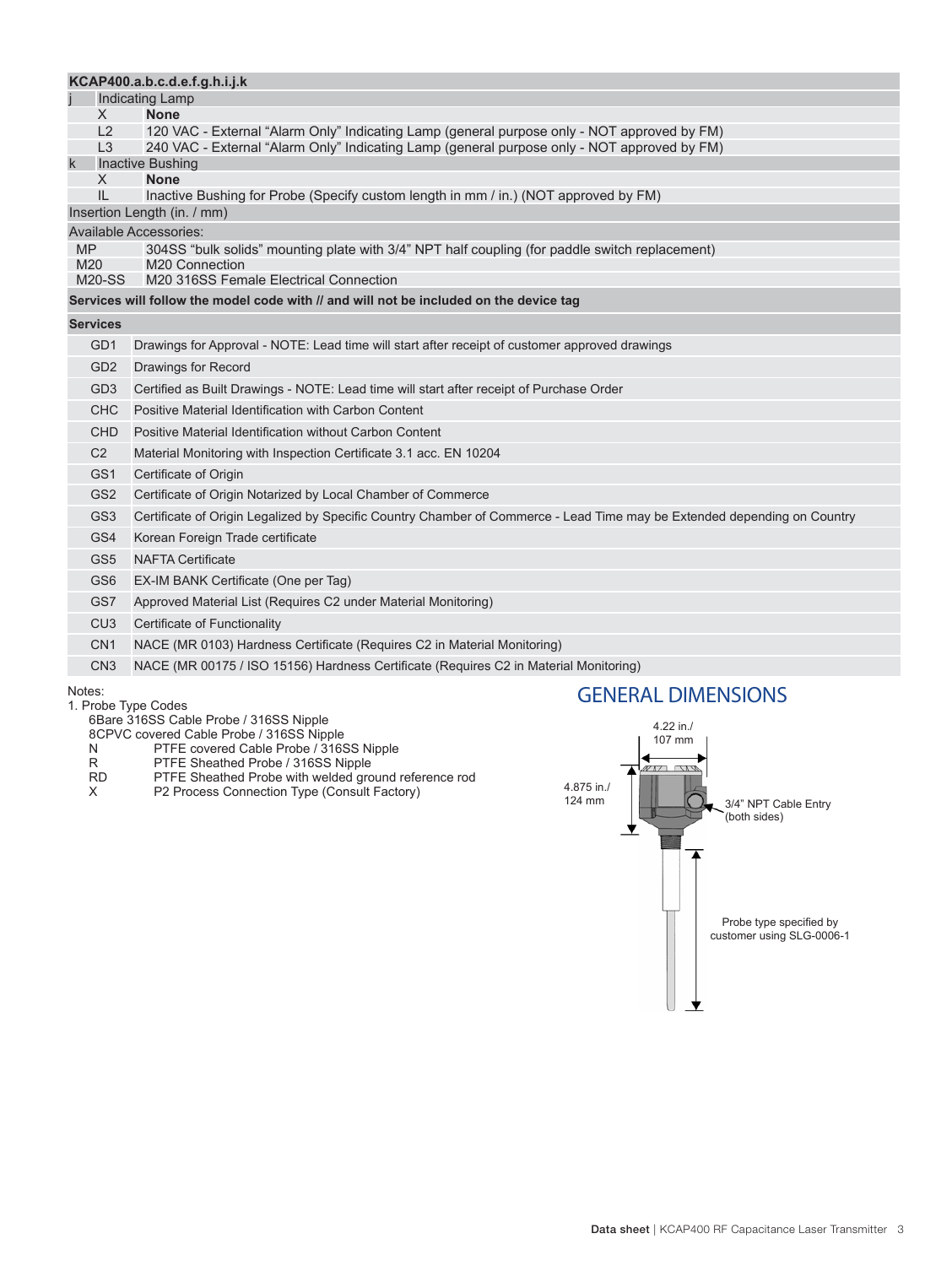| KCAP400.a.b.c.d.e.f.g.h.i.j.k | |
|---|---|
| **j** | **Indicating Lamp** |
| X | **None** |
| L2 | 120 VAC - External "Alarm Only" Indicating Lamp (general purpose only - NOT approved by FM) |
| L3 | 240 VAC - External "Alarm Only" Indicating Lamp (general purpose only - NOT approved by FM) |
| **k** | **Inactive Bushing** |
| X | **None** |
| IL | Inactive Bushing for Probe (Specify custom length in mm / in.) (NOT approved by FM) |
| Insertion Length (in. / mm) | |
| Available Accessories: | |
| MP | 304SS "bulk solids" mounting plate with 3/4" NPT half coupling (for paddle switch replacement) |
| M20 | M20 Connection |
| M20-SS | M20 316SS Female Electrical Connection |

**Services will follow the model code with // and will not be included on the device tag**

| Services | |
|---|---|
| GD1 | Drawings for Approval - NOTE: Lead time will start after receipt of customer approved drawings |
| GD2 | Drawings for Record |
| GD3 | Certified as Built Drawings - NOTE: Lead time will start after receipt of Purchase Order |
| CHC | Positive Material Identification with Carbon Content |
| CHD | Positive Material Identification without Carbon Content |
| C2 | Material Monitoring with Inspection Certificate 3.1 acc. EN 10204 |
| GS1 | Certificate of Origin |
| GS2 | Certificate of Origin Notarized by Local Chamber of Commerce |
| GS3 | Certificate of Origin Legalized by Specific Country Chamber of Commerce - Lead Time may be Extended depending on Country |
| GS4 | Korean Foreign Trade certificate |
| GS5 | NAFTA Certificate |
| GS6 | EX-IM BANK Certificate (One per Tag) |
| GS7 | Approved Material List (Requires C2 under Material Monitoring) |
| CU3 | Certificate of Functionality |
| CN1 | NACE (MR 0103) Hardness Certificate (Requires C2 in Material Monitoring) |
| CN3 | NACE (MR 00175 / ISO 15156) Hardness Certificate (Requires C2 in Material Monitoring) |

Notes:

1. Probe Type Codes
   - 6Bare 316SS Cable Probe / 316SS Nipple
   - 8CPVC covered Cable Probe / 316SS Nipple
   - N PTFE covered Cable Probe / 316SS Nipple
   - R PTFE Sheathed Probe / 316SS Nipple
   - RD PTFE Sheathed Probe with welded ground reference rod
   - X P2 Process Connection Type (Consult Factory)

## GENERAL DIMENSIONS

4.22 in./ 107 mm

4.875 in./ 124 mm

3/4" NPT Cable Entry (both sides)

Probe type specified by customer using SLG-0006-1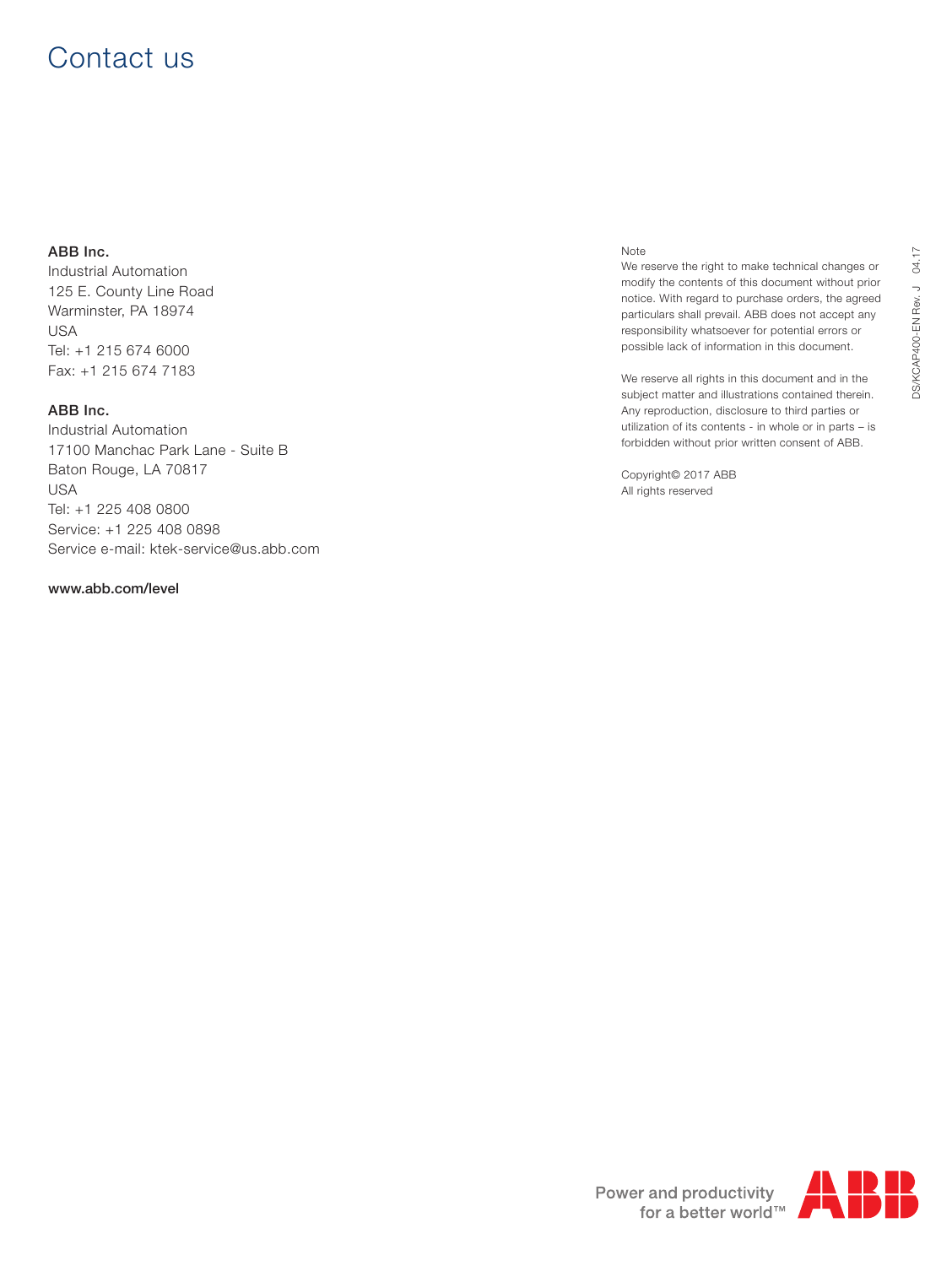# Contact us

**ABB Inc.**
Industrial Automation
125 E. County Line Road
Warminster, PA 18974
USA
Tel: +1 215 674 6000
Fax: +1 215 674 7183

**ABB Inc.**
Industrial Automation
17100 Manchac Park Lane - Suite B
Baton Rouge, LA 70817
USA
Tel: +1 225 408 0800
Service: +1 225 408 0898
Service e-mail: ktek-service@us.abb.com

**www.abb.com/level**

Note
We reserve the right to make technical changes or modify the contents of this document without prior notice. With regard to purchase orders, the agreed particulars shall prevail. ABB does not accept any responsibility whatsoever for potential errors or possible lack of information in this document.

We reserve all rights in this document and in the subject matter and illustrations contained therein. Any reproduction, disclosure to third parties or utilization of its contents - in whole or in parts – is forbidden without prior written consent of ABB.

Copyright© 2017 ABB
All rights reserved

DS/KCAP400-EN Rev. J 04.17

Power and productivity for a better world™